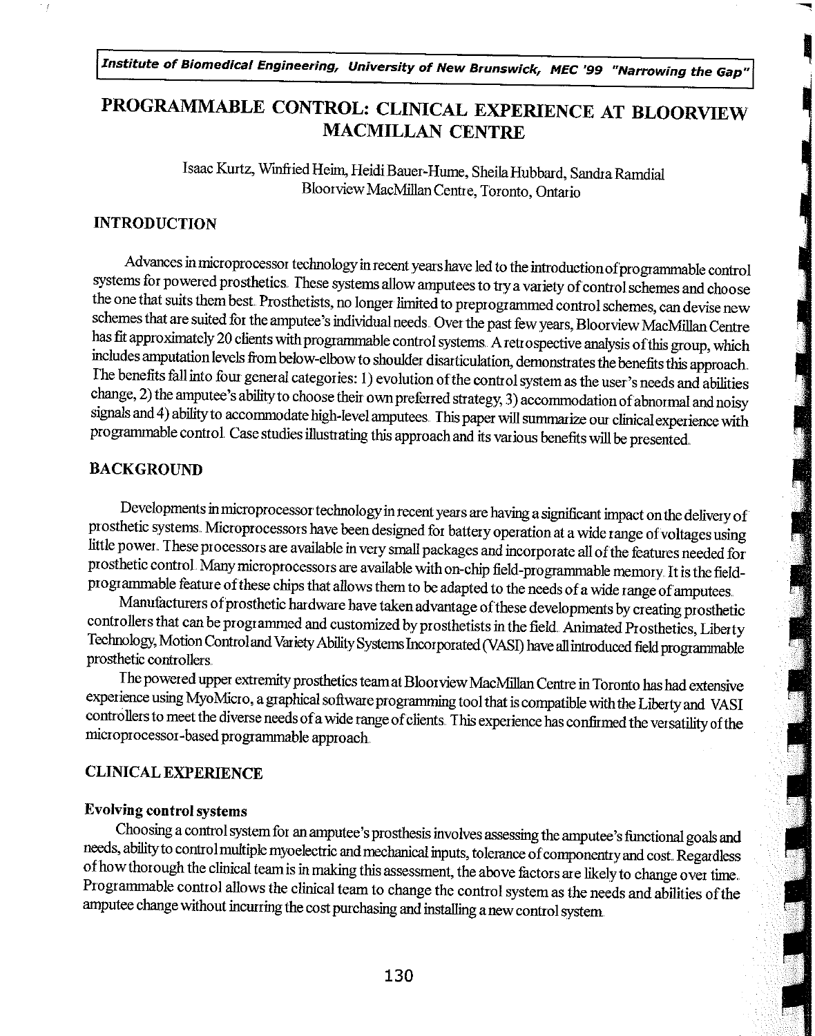# PROGRAMMABLE CONTROL: CLINICAL EXPERIENCE AT BLOORVIEW MACMILLAN CENTRE

Isaac Kurtz, Winfried Heim, Heidi Bauer-Hume, Sheila Hubbard, Sandra Ramdial
Bloorview MacMillan Centre, Toronto, Ontario

## INTRODUCTION

Advances in microprocessor technology in recent years have led to the introduction of programmable control systems for powered prosthetics. These systems allow amputees to try a variety of control schemes and choose the one that suits them best. Prosthetists, no longer limited to preprogrammed control schemes, can devise new schemes that are suited for the amputee's individual needs. Over the past few years, Bloorview MacMillan Centre has fit approximately 20 clients with programmable control systems. A retrospective analysis of this group, which includes amputation levels from below-elbow to shoulder disarticulation, demonstrates the benefits this approach. The benefits fall into four general categories: 1) evolution of the control system as the user's needs and abilities change, 2) the amputee's ability to choose their own preferred strategy, 3) accommodation of abnormal and noisy signals and 4) ability to accommodate high-level amputees. This paper will summarize our clinical experience with programmable control. Case studies illustrating this approach and its various benefits will be presented.

## BACKGROUND

Developments in microprocessor technology in recent years are having a significant impact on the delivery of prosthetic systems. Microprocessors have been designed for battery operation at a wide range of voltages using little power. These processors are available in very small packages and incorporate all of the features needed for prosthetic control. Many microprocessors are available with on-chip field-programmable memory. It is the field-programmable feature of these chips that allows them to be adapted to the needs of a wide range of amputees.

Manufacturers of prosthetic hardware have taken advantage of these developments by creating prosthetic controllers that can be programmed and customized by prosthetists in the field. Animated Prosthetics, Liberty Technology, Motion Control and Variety Ability Systems Incorporated (VASI) have all introduced field programmable prosthetic controllers.

The powered upper extremity prosthetics team at Bloorview MacMillan Centre in Toronto has had extensive experience using MyoMicro, a graphical software programming tool that is compatible with the Liberty and VASI controllers to meet the diverse needs of a wide range of clients. This experience has confirmed the versatility of the microprocessor-based programmable approach.

## CLINICAL EXPERIENCE

### Evolving control systems

Choosing a control system for an amputee's prosthesis involves assessing the amputee's functional goals and needs, ability to control multiple myoelectric and mechanical inputs, tolerance of componentry and cost. Regardless of how thorough the clinical team is in making this assessment, the above factors are likely to change over time. Programmable control allows the clinical team to change the control system as the needs and abilities of the amputee change without incurring the cost purchasing and installing a new control system.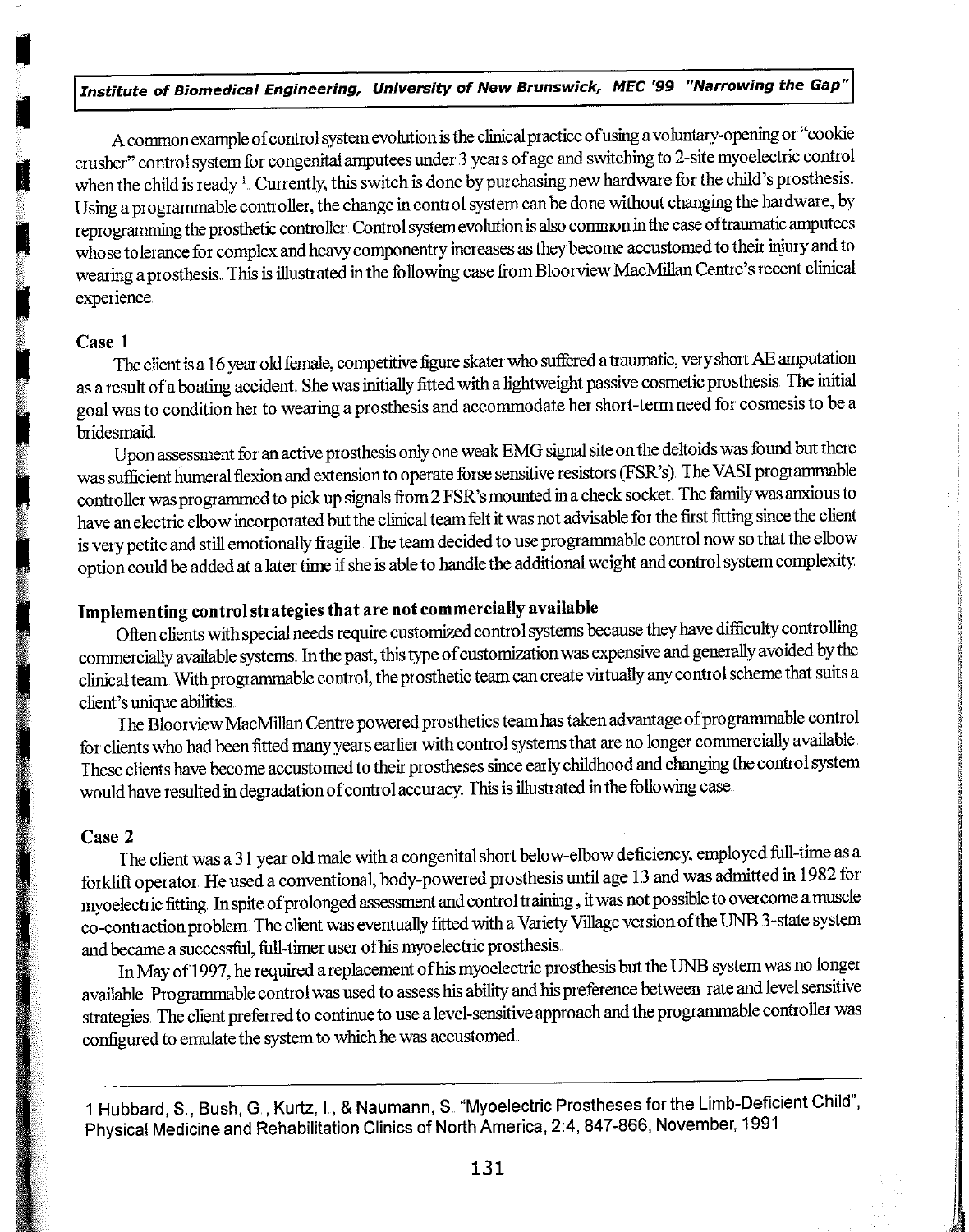A common example of control system evolution is the clinical practice of using a voluntary-opening or "cookie crusher" control system for congenital amputees under 3 years of age and switching to 2-site myoelectric control when the child is ready [1]. Currently, this switch is done by purchasing new hardware for the child's prosthesis. Using a programmable controller, the change in control system can be done without changing the hardware, by reprogramming the prosthetic controller. Control system evolution is also common in the case of traumatic amputees whose tolerance for complex and heavy componentry increases as they become accustomed to their injury and to wearing a prosthesis. This is illustrated in the following case from Bloorview MacMillan Centre's recent clinical experience.

### Case 1

The client is a 16 year old female, competitive figure skater who suffered a traumatic, very short AE amputation as a result of a boating accident. She was initially fitted with a lightweight passive cosmetic prosthesis. The initial goal was to condition her to wearing a prosthesis and accommodate her short-term need for cosmesis to be a bridesmaid.

Upon assessment for an active prosthesis only one weak EMG signal site on the deltoids was found but there was sufficient humeral flexion and extension to operate forse sensitive resistors (FSR's). The VASI programmable controller was programmed to pick up signals from 2 FSR's mounted in a check socket. The family was anxious to have an electric elbow incorporated but the clinical team felt it was not advisable for the first fitting since the client is very petite and still emotionally fragile. The team decided to use programmable control now so that the elbow option could be added at a later time if she is able to handle the additional weight and control system complexity.

## Implementing control strategies that are not commercially available

Often clients with special needs require customized control systems because they have difficulty controlling commercially available systems. In the past, this type of customization was expensive and generally avoided by the clinical team. With programmable control, the prosthetic team can create virtually any control scheme that suits a client's unique abilities.

The Bloorview MacMillan Centre powered prosthetics team has taken advantage of programmable control for clients who had been fitted many years earlier with control systems that are no longer commercially available. These clients have become accustomed to their prostheses since early childhood and changing the control system would have resulted in degradation of control accuracy. This is illustrated in the following case.

### Case 2

The client was a 31 year old male with a congenital short below-elbow deficiency, employed full-time as a forklift operator. He used a conventional, body-powered prosthesis until age 13 and was admitted in 1982 for myoelectric fitting. In spite of prolonged assessment and control training, it was not possible to overcome a muscle co-contraction problem. The client was eventually fitted with a Variety Village version of the UNB 3-state system and became a successful, full-timer user of his myoelectric prosthesis.

In May of 1997, he required a replacement of his myoelectric prosthesis but the UNB system was no longer available. Programmable control was used to assess his ability and his preference between rate and level sensitive strategies. The client preferred to continue to use a level-sensitive approach and the programmable controller was configured to emulate the system to which he was accustomed.

---

1 Hubbard, S., Bush, G., Kurtz, I., & Naumann, S. "Myoelectric Prostheses for the Limb-Deficient Child", Physical Medicine and Rehabilitation Clinics of North America, 2:4, 847-866, November, 1991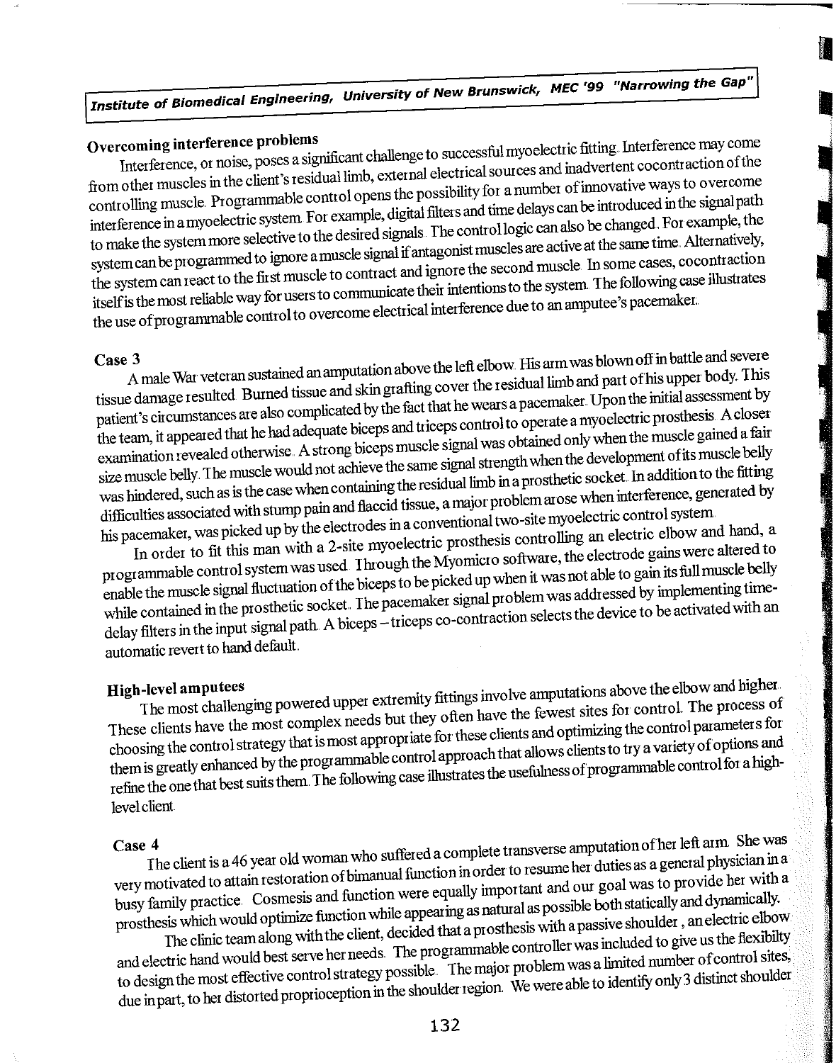### Overcoming interference problems

Interference, or noise, poses a significant challenge to successful myoelectric fitting. Interference may come from other muscles in the client's residual limb, external electrical sources and inadvertent cocontraction of the controlling muscle. Programmable control opens the possibility for a number of innovative ways to overcome interference in a myoelectric system. For example, digital filters and time delays can be introduced in the signal path to make the system more selective to the desired signals. The control logic can also be changed. For example, the system can be programmed to ignore a muscle signal if antagonist muscles are active at the same time. Alternatively, the system can react to the first muscle to contract and ignore the second muscle. In some cases, cocontraction itself is the most reliable way for users to communicate their intentions to the system. The following case illustrates the use of programmable control to overcome electrical interference due to an amputee's pacemaker.

### Case 3

A male War veteran sustained an amputation above the left elbow. His arm was blown off in battle and severe tissue damage resulted. Burned tissue and skin grafting cover the residual limb and part of his upper body. This patient's circumstances are also complicated by the fact that he wears a pacemaker. Upon the initial assessment by the team, it appeared that he had adequate biceps and triceps control to operate a myoelectric prosthesis. A closer examination revealed otherwise. A strong biceps muscle signal was obtained only when the muscle gained a fair size muscle belly. The muscle would not achieve the same signal strength when the development of its muscle belly was hindered, such as is the case when containing the residual limb in a prosthetic socket. In addition to the fitting difficulties associated with stump pain and flaccid tissue, a major problem arose when interference, generated by his pacemaker, was picked up by the electrodes in a conventional two-site myoelectric control system.

In order to fit this man with a 2-site myoelectric prosthesis controlling an electric elbow and hand, a programmable control system was used. Through the Myomicro software, the electrode gains were altered to enable the muscle signal fluctuation of the biceps to be picked up when it was not able to gain its full muscle belly while contained in the prosthetic socket. The pacemaker signal problem was addressed by implementing time-delay filters in the input signal path. A biceps – triceps co-contraction selects the device to be activated with an automatic revert to hand default.

### High-level amputees

The most challenging powered upper extremity fittings involve amputations above the elbow and higher. These clients have the most complex needs but they often have the fewest sites for control. The process of choosing the control strategy that is most appropriate for these clients and optimizing the control parameters for them is greatly enhanced by the programmable control approach that allows clients to try a variety of options and refine the one that best suits them. The following case illustrates the usefulness of programmable control for a high-level client.

### Case 4

The client is a 46 year old woman who suffered a complete transverse amputation of her left arm. She was very motivated to attain restoration of bimanual function in order to resume her duties as a general physician in a busy family practice. Cosmesis and function were equally important and our goal was to provide her with a prosthesis which would optimize function while appearing as natural as possible both statically and dynamically.

The clinic team along with the client, decided that a prosthesis with a passive shoulder, an electric elbow and electric hand would best serve her needs. The programmable controller was included to give us the flexibilty to design the most effective control strategy possible. The major problem was a limited number of control sites, due in part, to her distorted proprioception in the shoulder region. We were able to identify only 3 distinct shoulder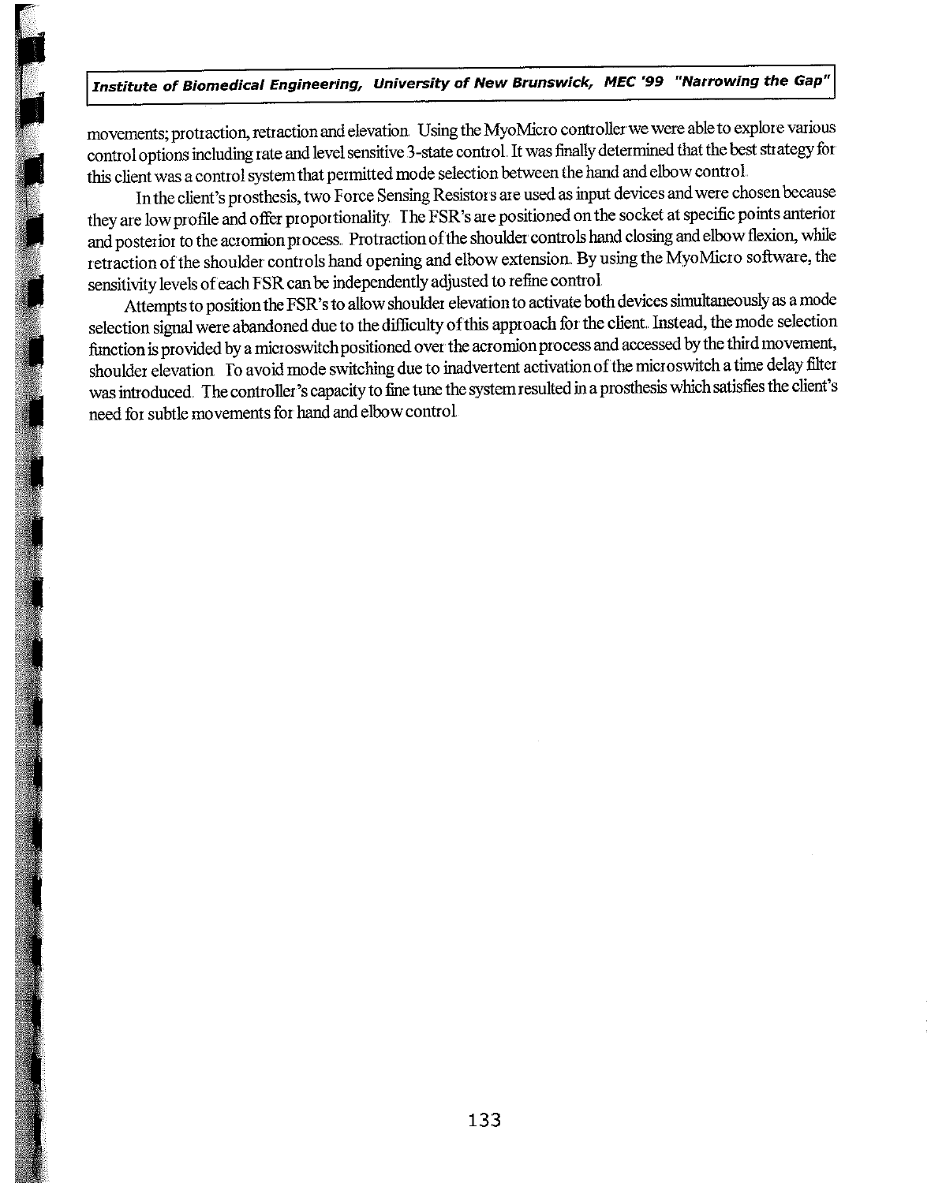movements; protraction, retraction and elevation. Using the MyoMicro controller we were able to explore various control options including rate and level sensitive 3-state control. It was finally determined that the best strategy for this client was a control system that permitted mode selection between the hand and elbow control.

In the client's prosthesis, two Force Sensing Resistors are used as input devices and were chosen because they are low profile and offer proportionality. The FSR's are positioned on the socket at specific points anterior and posterior to the acromion process. Protraction of the shoulder controls hand closing and elbow flexion, while retraction of the shoulder controls hand opening and elbow extension. By using the MyoMicro software, the sensitivity levels of each FSR can be independently adjusted to refine control.

Attempts to position the FSR's to allow shoulder elevation to activate both devices simultaneously as a mode selection signal were abandoned due to the difficulty of this approach for the client. Instead, the mode selection function is provided by a microswitch positioned over the acromion process and accessed by the third movement, shoulder elevation. To avoid mode switching due to inadvertent activation of the microswitch a time delay filter was introduced. The controller's capacity to fine tune the system resulted in a prosthesis which satisfies the client's need for subtle movements for hand and elbow control.